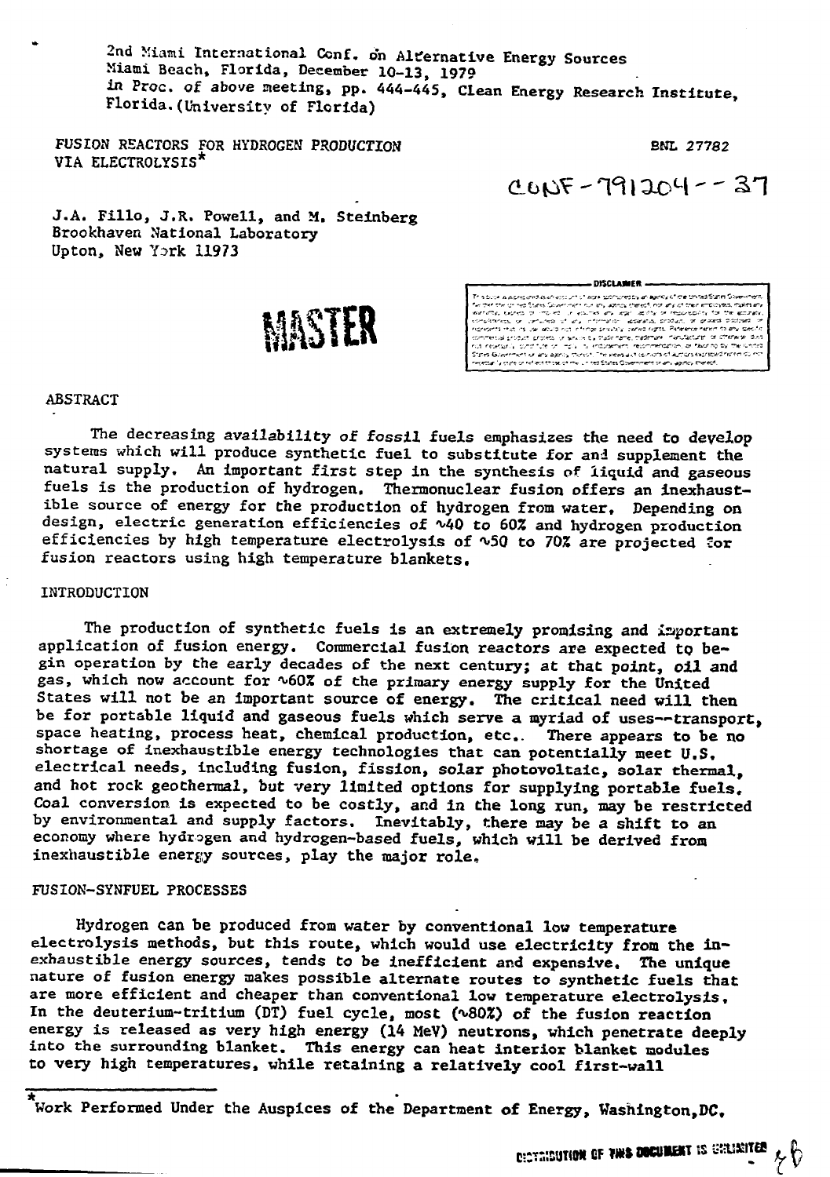2nd Miami International Conf. on Alternative Energy Sources
Miami Beach, Florida, December 10-13, 1979
in Proc. of above meeting, pp. 444-445, Clean Energy Research Institute, Florida. (University of Florida)

FUSION REACTORS FOR HYDROGEN PRODUCTION VIA ELECTROLYSIS*

BNL 27782

CONF-791204--37

J.A. Fillo, J.R. Powell, and M. Steinberg
Brookhaven National Laboratory
Upton, New York 11973

MASTER

## ABSTRACT

The decreasing availability of fossil fuels emphasizes the need to develop systems which will produce synthetic fuel to substitute for and supplement the natural supply. An important first step in the synthesis of liquid and gaseous fuels is the production of hydrogen. Thermonuclear fusion offers an inexhaustible source of energy for the production of hydrogen from water. Depending on design, electric generation efficiencies of ~40 to 60% and hydrogen production efficiencies by high temperature electrolysis of ~50 to 70% are projected for fusion reactors using high temperature blankets.

## INTRODUCTION

The production of synthetic fuels is an extremely promising and important application of fusion energy. Commercial fusion reactors are expected to begin operation by the early decades of the next century; at that point, oil and gas, which now account for ~60% of the primary energy supply for the United States will not be an important source of energy. The critical need will then be for portable liquid and gaseous fuels which serve a myriad of uses--transport, space heating, process heat, chemical production, etc.. There appears to be no shortage of inexhaustible energy technologies that can potentially meet U.S. electrical needs, including fusion, fission, solar photovoltaic, solar thermal, and hot rock geothermal, but very limited options for supplying portable fuels. Coal conversion is expected to be costly, and in the long run, may be restricted by environmental and supply factors. Inevitably, there may be a shift to an economy where hydrogen and hydrogen-based fuels, which will be derived from inexhaustible energy sources, play the major role.

## FUSION-SYNFUEL PROCESSES

Hydrogen can be produced from water by conventional low temperature electrolysis methods, but this route, which would use electricity from the inexhaustible energy sources, tends to be inefficient and expensive. The unique nature of fusion energy makes possible alternate routes to synthetic fuels that are more efficient and cheaper than conventional low temperature electrolysis. In the deuterium-tritium (DT) fuel cycle, most (~80%) of the fusion reaction energy is released as very high energy (14 MeV) neutrons, which penetrate deeply into the surrounding blanket. This energy can heat interior blanket modules to very high temperatures, while retaining a relatively cool first-wall

*Work Performed Under the Auspices of the Department of Energy, Washington, DC.

DISTRIBUTION OF THIS DOCUMENT IS UNLIMITED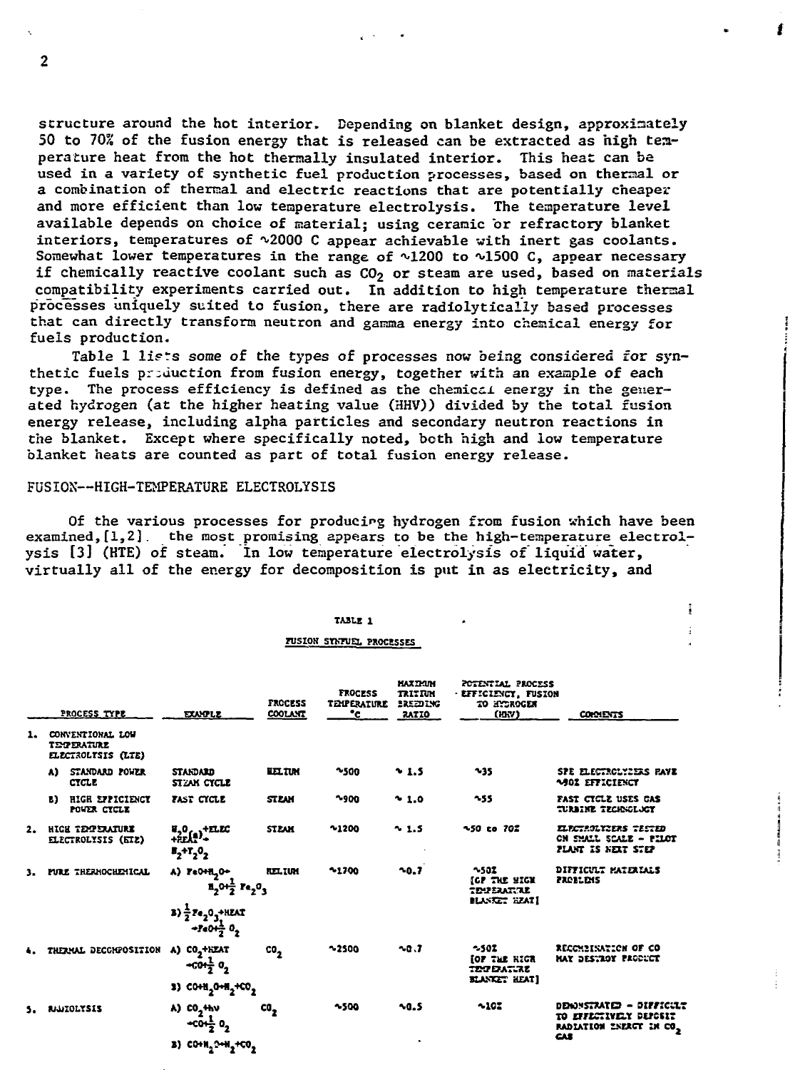structure around the hot interior. Depending on blanket design, approximately 50 to 70% of the fusion energy that is released can be extracted as high temperature heat from the hot thermally insulated interior. This heat can be used in a variety of synthetic fuel production processes, based on thermal or a combination of thermal and electric reactions that are potentially cheaper and more efficient than low temperature electrolysis. The temperature level available depends on choice of material; using ceramic or refractory blanket interiors, temperatures of ~2000 C appear achievable with inert gas coolants. Somewhat lower temperatures in the range of ~1200 to ~1500 C, appear necessary if chemically reactive coolant such as $CO_2$ or steam are used, based on materials compatibility experiments carried out. In addition to high temperature thermal processes uniquely suited to fusion, there are radiolytically based processes that can directly transform neutron and gamma energy into chemical energy for fuels production.

Table 1 lists some of the types of processes now being considered for synthetic fuels production from fusion energy, together with an example of each type. The process efficiency is defined as the chemical energy in the generated hydrogen (at the higher heating value (HHV)) divided by the total fusion energy release, including alpha particles and secondary neutron reactions in the blanket. Except where specifically noted, both high and low temperature blanket heats are counted as part of total fusion energy release.

## FUSION--HIGH-TEMPERATURE ELECTROLYSIS

Of the various processes for producing hydrogen from fusion which have been examined,[1,2], the most promising appears to be the high-temperature electrolysis [3] (HTE) of steam. In low temperature electrolysis of liquid water, virtually all of the energy for decomposition is put in as electricity, and

TABLE 1

FUSION SYNFUEL PROCESSES

| PROCESS TYPE | EXAMPLE | PROCESS COOLANT | PROCESS TEMPERATURE °C | MAXIMUM TRITIUM BREEDING RATIO | POTENTIAL PROCESS EFFICIENCY, FUSION TO HYDROGEN (HHV) | COMMENTS |
|---|---|---|---|---|---|---|
| 1. CONVENTIONAL LOW TEMPERATURE ELECTROLYSIS (LTE) | | | | | | |
| A) STANDARD POWER CYCLE | STANDARD STEAM CYCLE | HELIUM | ~500 | ~ 1.5 | ~35 | SPE ELECTROLYZERS HAVE ~90% EFFICIENCY |
| B) HIGH EFFICIENCY POWER CYCLE | FAST CYCLE | STEAM | ~900 | ~ 1.0 | ~55 | FAST CYCLE USES GAS TURBINE TECHNOLOGY |
| 2. HIGH TEMPERATURE ELECTROLYSIS (HTE) | $H_2O_{(g)}$+ELEC +HEAT → $H_2$+½$O_2$ | STEAM | ~1200 | ~ 1.5 | ~50 to 70% | ELECTROLYZERS TESTED ON SMALL SCALE - PILOT PLANT IS NEXT STEP |
| 3. PURE THERMOCHEMICAL | A) FeO+$H_2$O → $H_2$O+½ $Fe_2O_3$ B) ½ $Fe_2O_3$+HEAT → FeO+½ $O_2$ | HELIUM | ~1700 | ~0.7 | ~50% [OF THE HIGH TEMPERATURE BLANKET HEAT] | DIFFICULT MATERIALS PROBLEMS |
| 4. THERMAL DECOMPOSITION | A) $CO_2$+HEAT → CO+½ $O_2$ B) CO+$H_2$O→$H_2$+$CO_2$ | $CO_2$ | ~2500 | ~0.7 | ~50% [OF THE HIGH TEMPERATURE BLANKET HEAT] | RECOMBINATION OF CO MAY DESTROY PRODUCT |
| 5. RADIOLYSIS | A) $CO_2$+hν → CO+½ $O_2$ B) CO+$H_2$O→$H_2$+$CO_2$ | $CO_2$ | ~500 | ~0.5 | ~10% | DEMONSTRATED - DIFFICULT TO EFFECTIVELY DEPOSIT RADIATION ENERGY IN $CO_2$ GAS |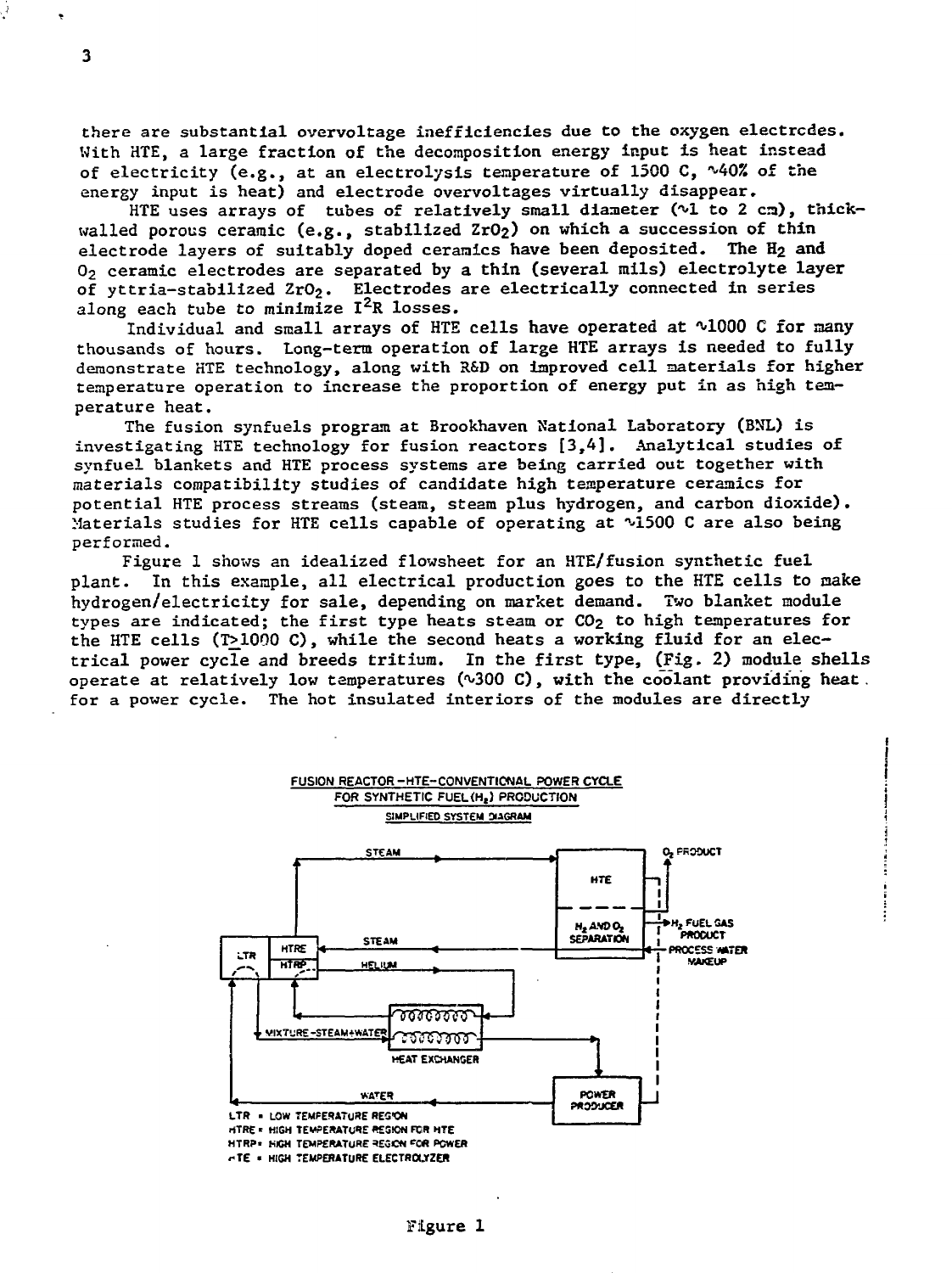there are substantial overvoltage inefficiencies due to the oxygen electrodes. With HTE, a large fraction of the decomposition energy input is heat instead of electricity (e.g., at an electrolysis temperature of 1500 C, ~40% of the energy input is heat) and electrode overvoltages virtually disappear.

HTE uses arrays of tubes of relatively small diameter (~1 to 2 cm), thick-walled porous ceramic (e.g., stabilized $ZrO_2$) on which a succession of thin electrode layers of suitably doped ceramics have been deposited. The $H_2$ and $O_2$ ceramic electrodes are separated by a thin (several mils) electrolyte layer of yttria-stabilized $ZrO_2$. Electrodes are electrically connected in series along each tube to minimize $I^2R$ losses.

Individual and small arrays of HTE cells have operated at ~1000 C for many thousands of hours. Long-term operation of large HTE arrays is needed to fully demonstrate HTE technology, along with R&D on improved cell materials for higher temperature operation to increase the proportion of energy put in as high temperature heat.

The fusion synfuels program at Brookhaven National Laboratory (BNL) is investigating HTE technology for fusion reactors [3,4]. Analytical studies of synfuel blankets and HTE process systems are being carried out together with materials compatibility studies of candidate high temperature ceramics for potential HTE process streams (steam, steam plus hydrogen, and carbon dioxide). Materials studies for HTE cells capable of operating at ~1500 C are also being performed.

Figure 1 shows an idealized flowsheet for an HTE/fusion synthetic fuel plant. In this example, all electrical production goes to the HTE cells to make hydrogen/electricity for sale, depending on market demand. Two blanket module types are indicated; the first type heats steam or $CO_2$ to high temperatures for the HTE cells ($T \geq 1000$ C), while the second heats a working fluid for an electrical power cycle and breeds tritium. In the first type, (Fig. 2) module shells operate at relatively low temperatures (~300 C), with the coolant providing heat for a power cycle. The hot insulated interiors of the modules are directly

FUSION REACTOR – HTE – CONVENTIONAL POWER CYCLE FOR SYNTHETIC FUEL ($H_2$) PRODUCTION

SIMPLIFIED SYSTEM DIAGRAM

STEAM · HTE · $O_2$ PRODUCT · $H_2$ AND $O_2$ SEPARATION · $H_2$ FUEL GAS PRODUCT · PROCESS WATER MAKEUP · STEAM · LTR · HTRE · HTRP · HELIUM · MIXTURE-STEAM+WATER · HEAT EXCHANGER · WATER · POWER PRODUCER

LTR = LOW TEMPERATURE REGION
HTRE = HIGH TEMPERATURE REGION FOR HTE
HTRP = HIGH TEMPERATURE REGION FOR POWER
HTE = HIGH TEMPERATURE ELECTROLYZER

Figure 1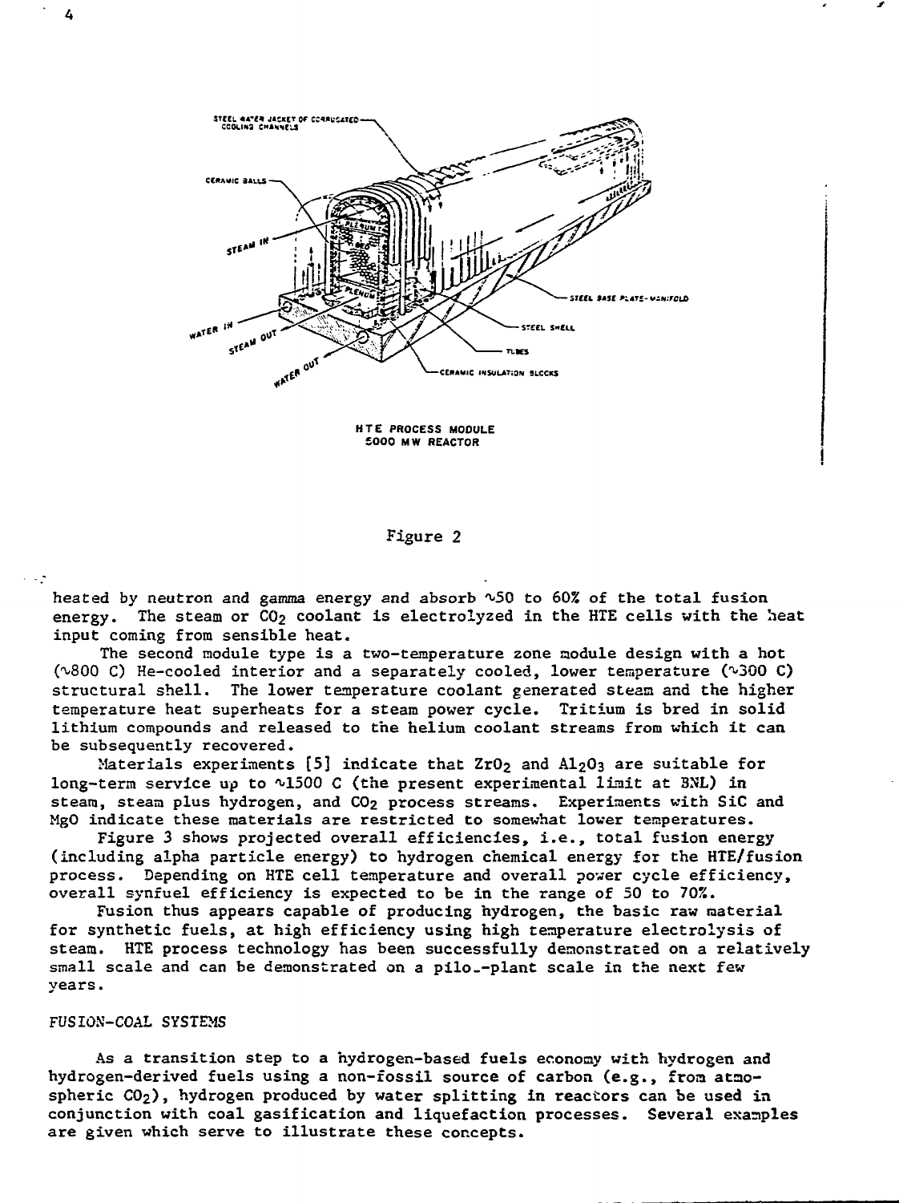HTE PROCESS MODULE
5000 MW REACTOR

Figure 2

heated by neutron and gamma energy and absorb ~50 to 60% of the total fusion energy. The steam or $CO_2$ coolant is electrolyzed in the HTE cells with the heat input coming from sensible heat.

The second module type is a two-temperature zone module design with a hot (~800 C) He-cooled interior and a separately cooled, lower temperature (~300 C) structural shell. The lower temperature coolant generated steam and the higher temperature heat superheats for a steam power cycle. Tritium is bred in solid lithium compounds and released to the helium coolant streams from which it can be subsequently recovered.

Materials experiments [5] indicate that $ZrO_2$ and $Al_2O_3$ are suitable for long-term service up to ~1500 C (the present experimental limit at BNL) in steam, steam plus hydrogen, and $CO_2$ process streams. Experiments with SiC and MgO indicate these materials are restricted to somewhat lower temperatures.

Figure 3 shows projected overall efficiencies, i.e., total fusion energy (including alpha particle energy) to hydrogen chemical energy for the HTE/fusion process. Depending on HTE cell temperature and overall power cycle efficiency, overall synfuel efficiency is expected to be in the range of 50 to 70%.

Fusion thus appears capable of producing hydrogen, the basic raw material for synthetic fuels, at high efficiency using high temperature electrolysis of steam. HTE process technology has been successfully demonstrated on a relatively small scale and can be demonstrated on a pilot-plant scale in the next few years.

## FUSION-COAL SYSTEMS

As a transition step to a hydrogen-based fuels economy with hydrogen and hydrogen-derived fuels using a non-fossil source of carbon (e.g., from atmospheric $CO_2$), hydrogen produced by water splitting in reactors can be used in conjunction with coal gasification and liquefaction processes. Several examples are given which serve to illustrate these concepts.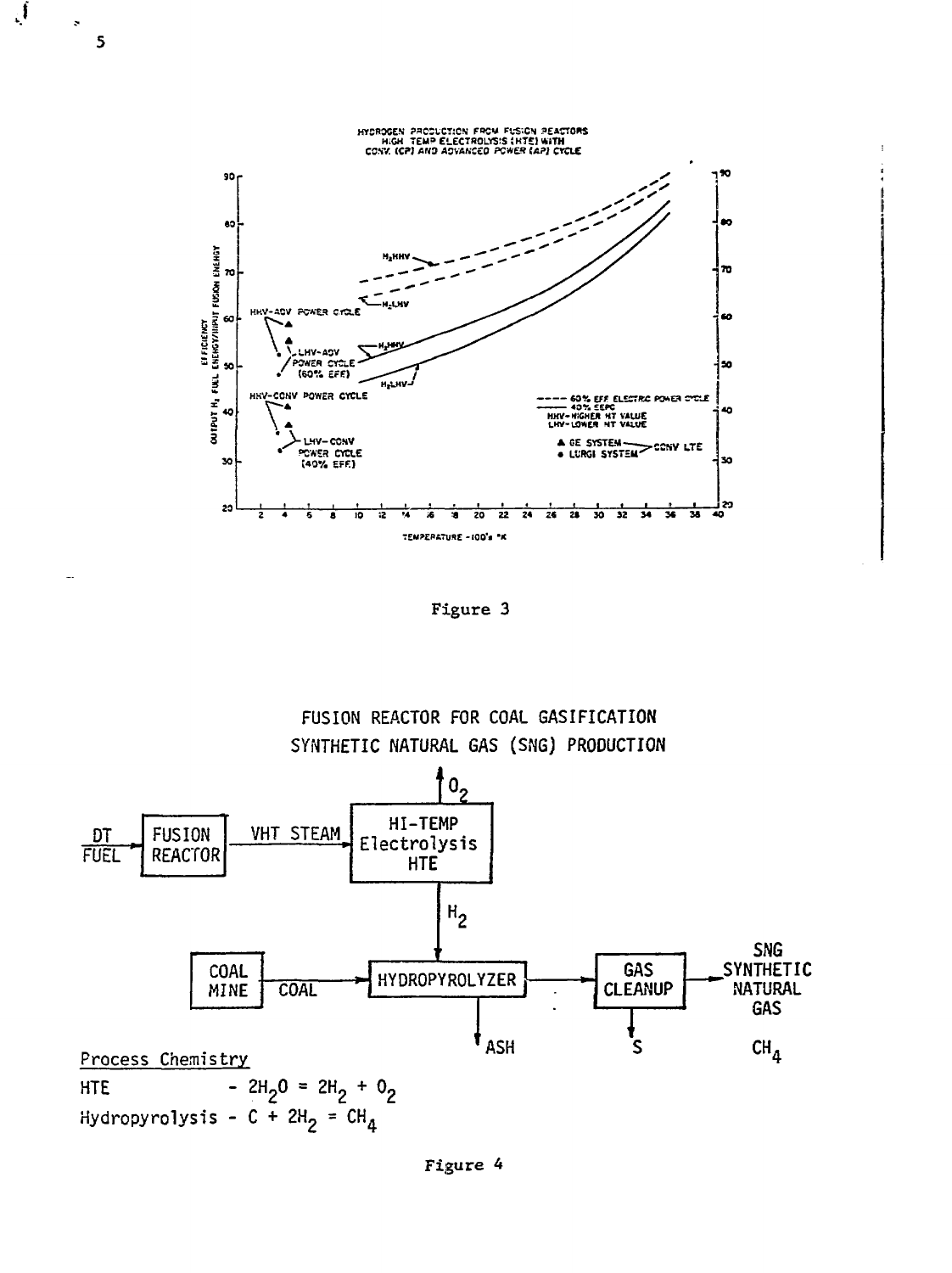HYDROGEN PRODUCTION FROM FUSION REACTORS
HIGH TEMP ELECTROLYSIS (HTE) WITH
CONV. (CP) AND ADVANCED POWER (AP) CYCLE

Figure 3

FUSION REACTOR FOR COAL GASIFICATION
SYNTHETIC NATURAL GAS (SNG) PRODUCTION

DT FUEL → FUSION REACTOR → VHT STEAM → HI-TEMP Electrolysis HTE → $O_2$

HTE → $H_2$ → HYDROPYROLYZER

COAL MINE → COAL → HYDROPYROLYZER → GAS CLEANUP → SNG SYNTHETIC NATURAL GAS $CH_4$

HYDROPYROLYZER → ASH

GAS CLEANUP → S

Process Chemistry

HTE - $2H_2O = 2H_2 + O_2$

Hydropyrolysis - $C + 2H_2 = CH_4$

Figure 4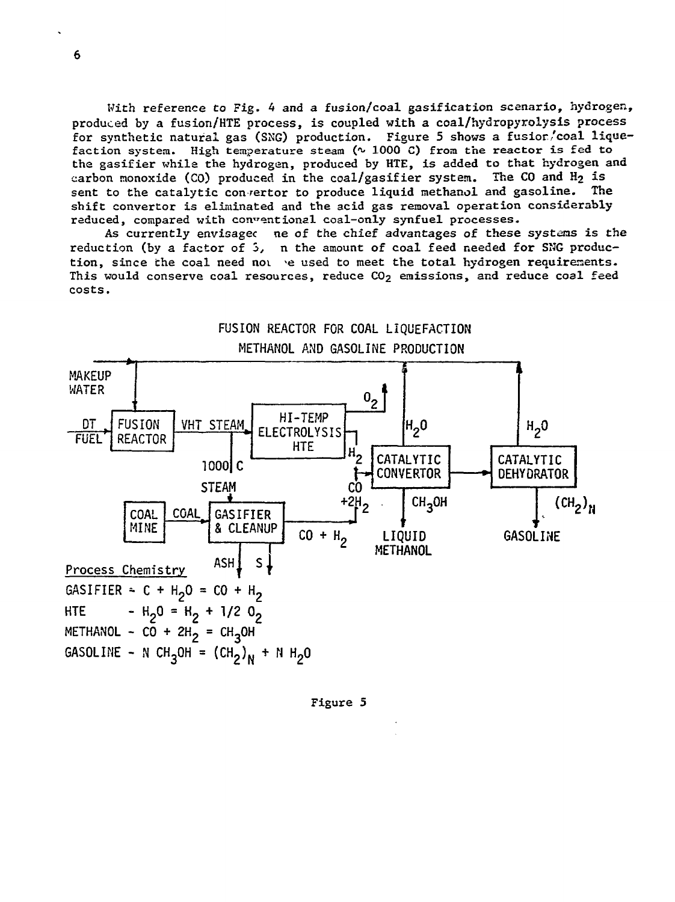With reference to Fig. 4 and a fusion/coal gasification scenario, hydrogen, produced by a fusion/HTE process, is coupled with a coal/hydropyrolysis process for synthetic natural gas (SNG) production. Figure 5 shows a fusion/coal liquefaction system. High temperature steam (~ 1000 C) from the reactor is fed to the gasifier while the hydrogen, produced by HTE, is added to that hydrogen and carbon monoxide (CO) produced in the coal/gasifier system. The CO and $H_2$ is sent to the catalytic convertor to produce liquid methanol and gasoline. The shift convertor is eliminated and the acid gas removal operation considerably reduced, compared with conventional coal-only synfuel processes.

As currently envisaged one of the chief advantages of these systems is the reduction (by a factor of 3, in the amount of coal feed needed for SNG production, since the coal need not be used to meet the total hydrogen requirements. This would conserve coal resources, reduce $CO_2$ emissions, and reduce coal feed costs.

FUSION REACTOR FOR COAL LIQUEFACTION

METHANOL AND GASOLINE PRODUCTION

MAKEUP WATER

DT FUEL → FUSION REACTOR → VHT STEAM → HI-TEMP ELECTROLYSIS HTE → $O_2$

1000 C STEAM

$H_2$ → CATALYTIC CONVERTOR → CATALYTIC DEHYDRATOR

$H_2O$ $H_2O$

COAL MINE → COAL → GASIFIER & CLEANUP → CO + $H_2$ → CO + $2H_2$

ASH S

$CH_3OH$ LIQUID METHANOL

$(CH_2)_N$ GASOLINE

Process Chemistry

GASIFIER - $C + H_2O = CO + H_2$

HTE - $H_2O = H_2 + 1/2\ O_2$

METHANOL - $CO + 2H_2 = CH_3OH$

GASOLINE - $N\ CH_3OH = (CH_2)_N + N\ H_2O$

Figure 5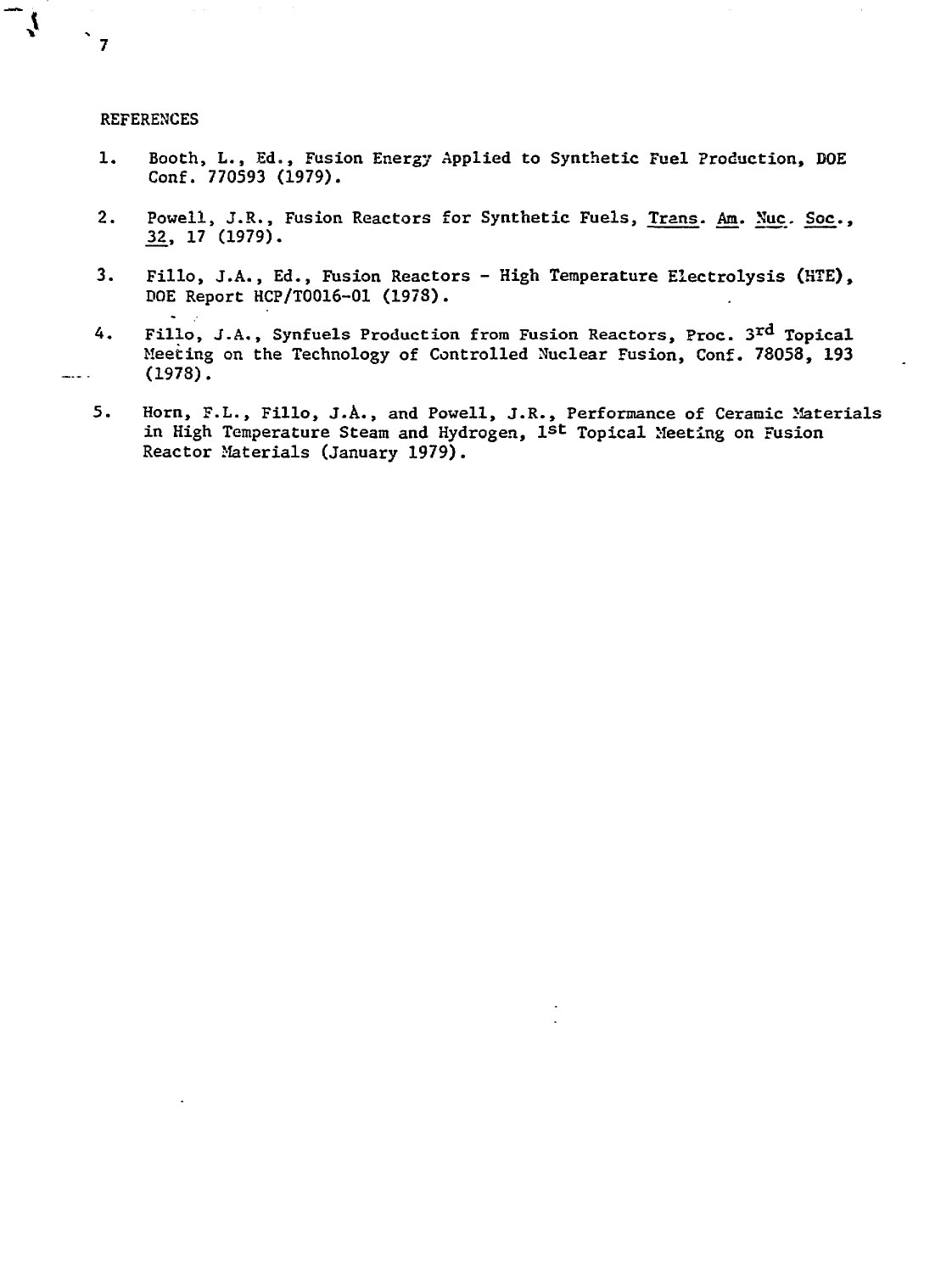REFERENCES

1. Booth, L., Ed., Fusion Energy Applied to Synthetic Fuel Production, DOE Conf. 770593 (1979).

2. Powell, J.R., Fusion Reactors for Synthetic Fuels, Trans. Am. Nuc. Soc., 32, 17 (1979).

3. Fillo, J.A., Ed., Fusion Reactors - High Temperature Electrolysis (HTE), DOE Report HCP/T0016-01 (1978).

4. Fillo, J.A., Synfuels Production from Fusion Reactors, Proc. 3rd Topical Meeting on the Technology of Controlled Nuclear Fusion, Conf. 78058, 193 (1978).

5. Horn, F.L., Fillo, J.A., and Powell, J.R., Performance of Ceramic Materials in High Temperature Steam and Hydrogen, 1st Topical Meeting on Fusion Reactor Materials (January 1979).